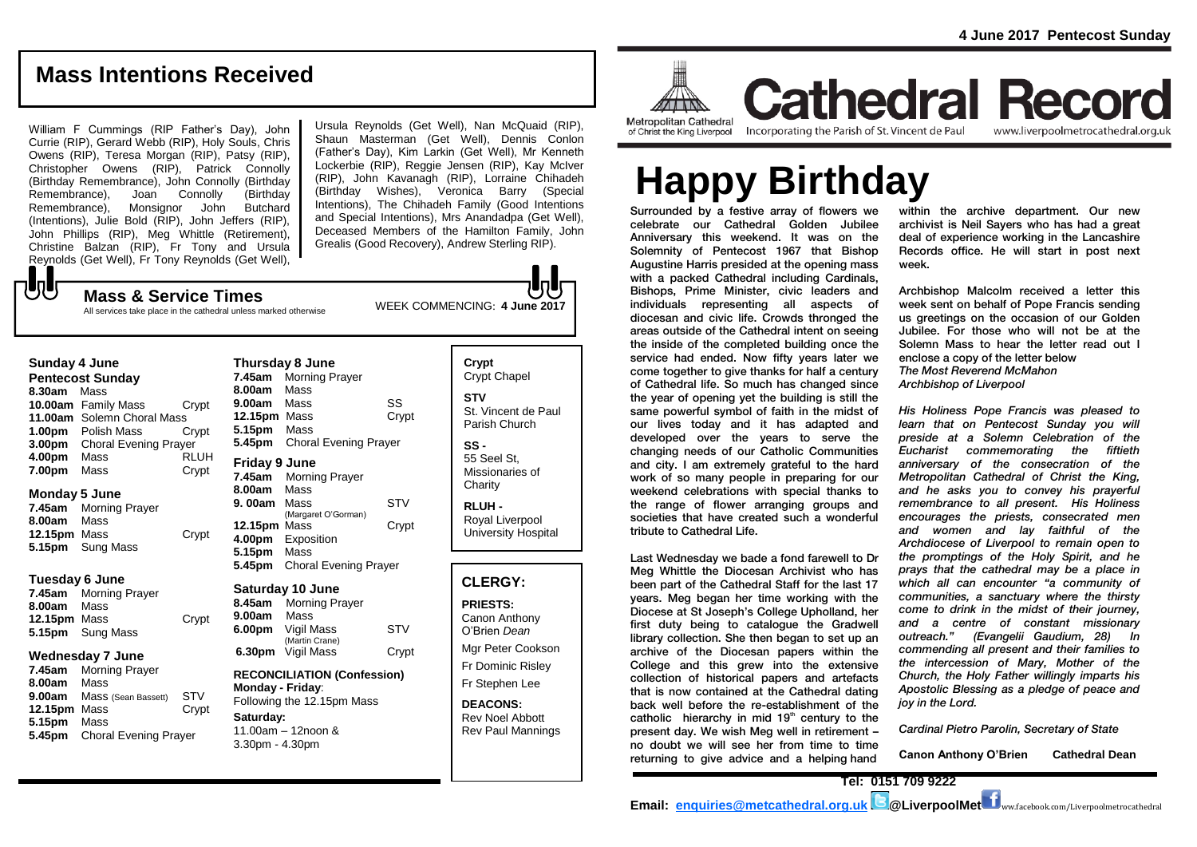4 June 2017 Pentecost Sunday

# Cathedral Record

Metropolitan Cathedral of Christ the King Liverpool — Incorporating the Parish of St. Vincent de Paul — www.liverpoolmetrocathedral.org.uk

# Happy Birthday

Surrounded by a festive array of flowers we celebrate our Cathedral Golden Jubilee Anniversary this weekend. It was on the Solemnity of Pentecost 1967 that Bishop Augustine Harris presided at the opening mass with a packed Cathedral including Cardinals, Bishops, Prime Minister, civic leaders and individuals representing all aspects of diocesan and civic life. Crowds thronged the areas outside of the Cathedral intent on seeing the inside of the completed building once the service had ended. Now fifty years later we come together to give thanks for half a century of Cathedral life. So much has changed since the year of opening yet the building is still the same powerful symbol of faith in the midst of our lives today and it has adapted and developed over the years to serve the changing needs of our Catholic Communities and city. I am extremely grateful to the hard work of so many people in preparing for our weekend celebrations with special thanks to the range of flower arranging groups and societies that have created such a wonderful tribute to Cathedral Life.

Last Wednesday we bade a fond farewell to Dr Meg Whittle the Diocesan Archivist who has been part of the Cathedral Staff for the last 17 years. Meg began her time working with the Diocese at St Joseph's College Upholland, her first duty being to catalogue the Gradwell library collection. She then began to set up an archive of the Diocesan papers within the College and this grew into the extensive collection of historical papers and artefacts that is now contained at the Cathedral dating back well before the re-establishment of the catholic hierarchy in mid 19th century to the present day. We wish Meg well in retirement – no doubt we will see her from time to time returning to give advice and a helping hand within the archive department. Our new archivist is Neil Sayers who has had a great deal of experience working in the Lancashire Records office. He will start in post next week.

Archbishop Malcolm received a letter this week sent on behalf of Pope Francis sending us greetings on the occasion of our Golden Jubilee. For those who will not be at the Solemn Mass to hear the letter read out I enclose a copy of the letter below

*The Most Reverend McMahon*
*Archbishop of Liverpool*

*His Holiness Pope Francis was pleased to learn that on Pentecost Sunday you will preside at a Solemn Celebration of the Eucharist commemorating the fiftieth anniversary of the consecration of the Metropolitan Cathedral of Christ the King, and he asks you to convey his prayerful remembrance to all present. His Holiness encourages the priests, consecrated men and women and lay faithful of the Archdiocese of Liverpool to remain open to the promptings of the Holy Spirit, and he prays that the cathedral may be a place in which all can encounter "a community of communities, a sanctuary where the thirsty come to drink in the midst of their journey, and a centre of constant missionary outreach." (Evangelii Gaudium, 28) In commending all present and their families to the intercession of Mary, Mother of the Church, the Holy Father willingly imparts his Apostolic Blessing as a pledge of peace and joy in the Lord.*

*Cardinal Pietro Parolin, Secretary of State*

**Canon Anthony O'Brien Cathedral Dean**

## Mass Intentions Received

William F Cummings (RIP Father's Day), John Currie (RIP), Gerard Webb (RIP), Holy Souls, Chris Owens (RIP), Teresa Morgan (RIP), Patsy (RIP), Christopher Owens (RIP), Patrick Connolly (Birthday Remembrance), John Connolly (Birthday Remembrance), Joan Connolly (Birthday Remembrance), Monsignor John Butchard (Intentions), Julie Bold (RIP), John Jeffers (RIP), John Phillips (RIP), Meg Whittle (Retirement), Christine Balzan (RIP), Fr Tony and Ursula Reynolds (Get Well), Fr Tony Reynolds (Get Well), Ursula Reynolds (Get Well), Nan McQuaid (RIP), Shaun Masterman (Get Well), Dennis Conlon (Father's Day), Kim Larkin (Get Well), Mr Kenneth Lockerbie (RIP), Reggie Jensen (RIP), Kay McIver (RIP), John Kavanagh (RIP), Lorraine Chihadeh (Birthday Wishes), Veronica Barry (Special Intentions), The Chihadeh Family (Good Intentions and Special Intentions), Mrs Anandadpa (Get Well), Deceased Members of the Hamilton Family, John Grealis (Good Recovery), Andrew Sterling RIP).

## Mass & Service Times

All services take place in the cathedral unless marked otherwise

WEEK COMMENCING: **4 June 2017**

### Sunday 4 June
**Pentecost Sunday**

| | | |
|---|---|---|
| **8.30am** | Mass | |
| **10.00am** | Family Mass | Crypt |
| **11.00am** | Solemn Choral Mass | |
| **1.00pm** | Polish Mass | Crypt |
| **3.00pm** | Choral Evening Prayer | |
| **4.00pm** | Mass | RLUH |
| **7.00pm** | Mass | Crypt |

### Monday 5 June

| | | |
|---|---|---|
| **7.45am** | Morning Prayer | |
| **8.00am** | Mass | |
| **12.15pm** | Mass | Crypt |
| **5.15pm** | Sung Mass | |

### Tuesday 6 June

| | | |
|---|---|---|
| **7.45am** | Morning Prayer | |
| **8.00am** | Mass | |
| **12.15pm** | Mass | Crypt |
| **5.15pm** | Sung Mass | |

### Wednesday 7 June

| | | |
|---|---|---|
| **7.45am** | Morning Prayer | |
| **8.00am** | Mass | |
| **9.00am** | Mass (Sean Bassett) | STV |
| **12.15pm** | Mass | Crypt |
| **5.15pm** | Mass | |
| **5.45pm** | Choral Evening Prayer | |

### Thursday 8 June

| | | |
|---|---|---|
| **7.45am** | Morning Prayer | |
| **8.00am** | Mass | |
| **9.00am** | Mass | SS |
| **12.15pm** | Mass | Crypt |
| **5.15pm** | Mass | |
| **5.45pm** | Choral Evening Prayer | |

### Friday 9 June

| | | |
|---|---|---|
| **7.45am** | Morning Prayer | |
| **8.00am** | Mass | |
| **9.00am** | Mass (Margaret O'Gorman) | STV |
| **12.15pm** | Mass | Crypt |
| **4.00pm** | Exposition | |
| **5.15pm** | Mass | |
| **5.45pm** | Choral Evening Prayer | |

### Saturday 10 June

| | | |
|---|---|---|
| **8.45am** | Morning Prayer | |
| **9.00am** | Mass | |
| **6.00pm** | Vigil Mass (Martin Crane) | STV |
| **6.30pm** | Vigil Mass | Crypt |

**RECONCILIATION (Confession)**
**Monday - Friday**:
Following the 12.15pm Mass
**Saturday:**
11.00am – 12noon &
3.30pm - 4.30pm

**Crypt**
Crypt Chapel

**STV**
St. Vincent de Paul Parish Church

**SS -**
55 Seel St, Missionaries of Charity

**RLUH -**
Royal Liverpool University Hospital

## CLERGY:

**PRIESTS:**
Canon Anthony O'Brien *Dean*
Mgr Peter Cookson
Fr Dominic Risley
Fr Stephen Lee

**DEACONS:**
Rev Noel Abbott
Rev Paul Mannings

**Tel: 0151 709 9222**

**Email: enquiries@metcathedral.org.uk @LiverpoolMet** www.facebook.com/Liverpoolmetrocathedral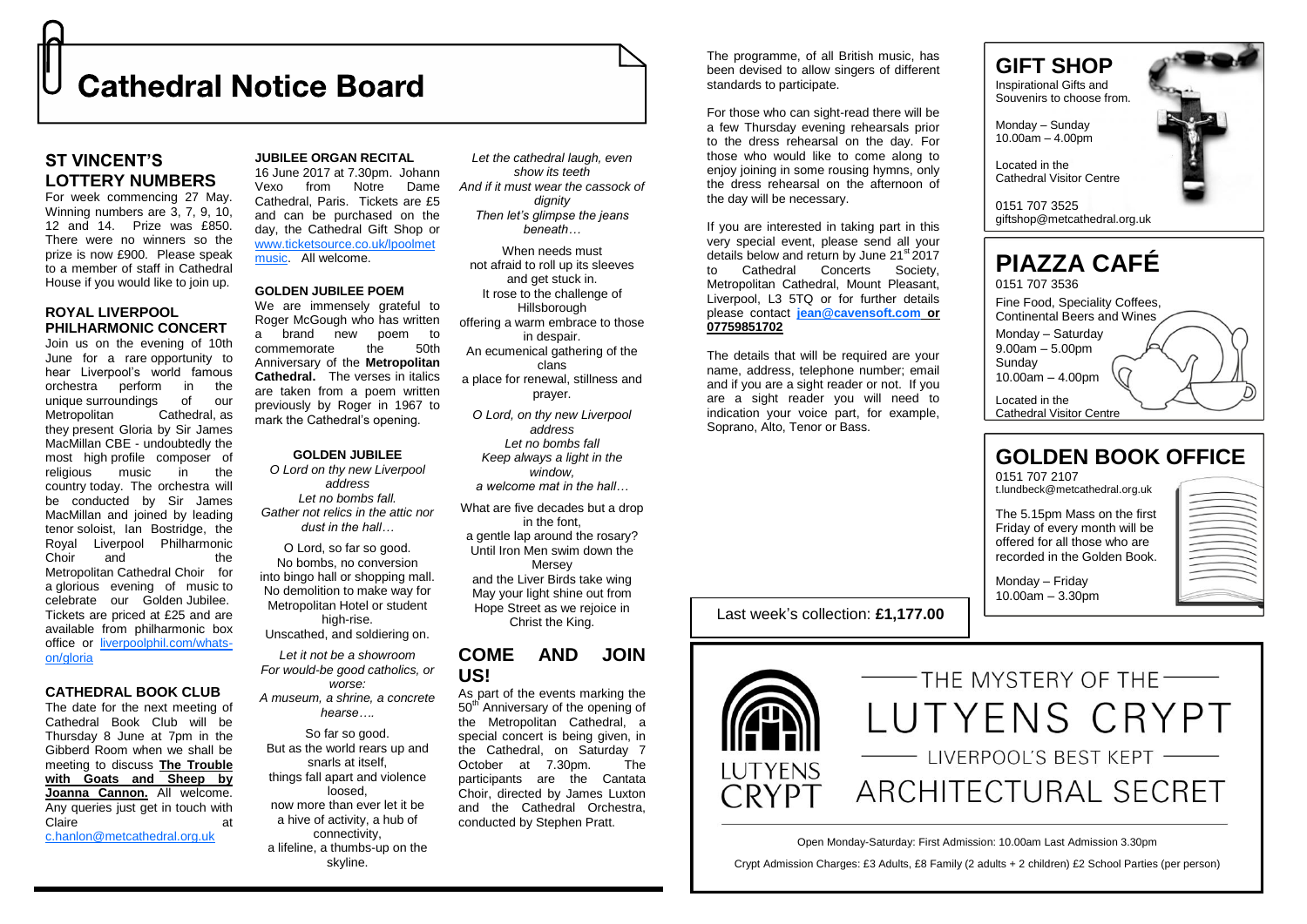# Cathedral Notice Board

## ST VINCENT'S LOTTERY NUMBERS

For week commencing 27 May. Winning numbers are 3, 7, 9, 10, 12 and 14. Prize was £850. There were no winners so the prize is now £900. Please speak to a member of staff in Cathedral House if you would like to join up.

## ROYAL LIVERPOOL PHILHARMONIC CONCERT

Join us on the evening of 10th June for a rare opportunity to hear Liverpool's world famous orchestra perform in the unique surroundings of our Metropolitan Cathedral, as they present Gloria by Sir James MacMillan CBE - undoubtedly the most high profile composer of religious music in the country today. The orchestra will be conducted by Sir James MacMillan and joined by leading tenor soloist, Ian Bostridge, the Royal Liverpool Philharmonic Choir and the Metropolitan Cathedral Choir for a glorious evening of music to celebrate our Golden Jubilee. Tickets are priced at £25 and are available from philharmonic box office or liverpoolphil.com/whats-on/gloria

## CATHEDRAL BOOK CLUB

The date for the next meeting of Cathedral Book Club will be Thursday 8 June at 7pm in the Gibberd Room when we shall be meeting to discuss **The Trouble with Goats and Sheep by Joanna Cannon.** All welcome. Any queries just get in touch with Claire at c.hanlon@metcathedral.org.uk

## JUBILEE ORGAN RECITAL

16 June 2017 at 7.30pm. Johann Vexo from Notre Dame Cathedral, Paris. Tickets are £5 and can be purchased on the day, the Cathedral Gift Shop or www.ticketsource.co.uk/lpoolmetmusic. All welcome.

## GOLDEN JUBILEE POEM

We are immensely grateful to Roger McGough who has written a brand new poem to commemorate the 50th Anniversary of the **Metropolitan Cathedral.** The verses in italics are taken from a poem written previously by Roger in 1967 to mark the Cathedral's opening.

### GOLDEN JUBILEE

*O Lord on thy new Liverpool address*
*Let no bombs fall.*
*Gather not relics in the attic nor dust in the hall…*

O Lord, so far so good.
No bombs, no conversion
into bingo hall or shopping mall.
No demolition to make way for
Metropolitan Hotel or student high-rise.
Unscathed, and soldiering on.

*Let it not be a showroom*
*For would-be good catholics, or worse:*
*A museum, a shrine, a concrete hearse….*

So far so good.
But as the world rears up and snarls at itself,
things fall apart and violence loosed,
now more than ever let it be
a hive of activity, a hub of connectivity,
a lifeline, a thumbs-up on the skyline.

*Let the cathedral laugh, even show its teeth*
*And if it must wear the cassock of dignity*
*Then let's glimpse the jeans beneath…*

When needs must
not afraid to roll up its sleeves
and get stuck in.
It rose to the challenge of Hillsborough
offering a warm embrace to those in despair.
An ecumenical gathering of the clans
a place for renewal, stillness and prayer.

*O Lord, on thy new Liverpool address*
*Let no bombs fall*
*Keep always a light in the window,*
*a welcome mat in the hall…*

What are five decades but a drop in the font,
a gentle lap around the rosary?
Until Iron Men swim down the Mersey
and the Liver Birds take wing
May your light shine out from
Hope Street as we rejoice in
Christ the King.

## COME AND JOIN US!

As part of the events marking the 50th Anniversary of the opening of the Metropolitan Cathedral, a special concert is being given, in the Cathedral, on Saturday 7 October at 7.30pm. The participants are the Cantata Choir, directed by James Luxton and the Cathedral Orchestra, conducted by Stephen Pratt.

The programme, of all British music, has been devised to allow singers of different standards to participate.

For those who can sight-read there will be a few Thursday evening rehearsals prior to the dress rehearsal on the day. For those who would like to come along to enjoy joining in some rousing hymns, only the dress rehearsal on the afternoon of the day will be necessary.

If you are interested in taking part in this very special event, please send all your details below and return by June 21st 2017 to Cathedral Concerts Society, Metropolitan Cathedral, Mount Pleasant, Liverpool, L3 5TQ or for further details please contact **jean@cavensoft.com or 07759851702**

The details that will be required are your name, address, telephone number; email and if you are a sight reader or not. If you are a sight reader you will need to indication your voice part, for example, Soprano, Alto, Tenor or Bass.

Last week's collection: **£1,177.00**

## GIFT SHOP

Inspirational Gifts and Souvenirs to choose from.

Monday – Sunday
10.00am – 4.00pm

Located in the Cathedral Visitor Centre

0151 707 3525
giftshop@metcathedral.org.uk

## PIAZZA CAFÉ

0151 707 3536

Fine Food, Speciality Coffees, Continental Beers and Wines

Monday – Saturday
9.00am – 5.00pm
Sunday
10.00am – 4.00pm

Located in the Cathedral Visitor Centre

## GOLDEN BOOK OFFICE

0151 707 2107
t.lundbeck@metcathedral.org.uk

The 5.15pm Mass on the first Friday of every month will be offered for all those who are recorded in the Golden Book.

Monday – Friday
10.00am – 3.30pm

## THE MYSTERY OF THE LUTYENS CRYPT

LUTYENS CRYPT

LIVERPOOL'S BEST KEPT ARCHITECTURAL SECRET

Open Monday-Saturday: First Admission: 10.00am Last Admission 3.30pm

Crypt Admission Charges: £3 Adults, £8 Family (2 adults + 2 children) £2 School Parties (per person)